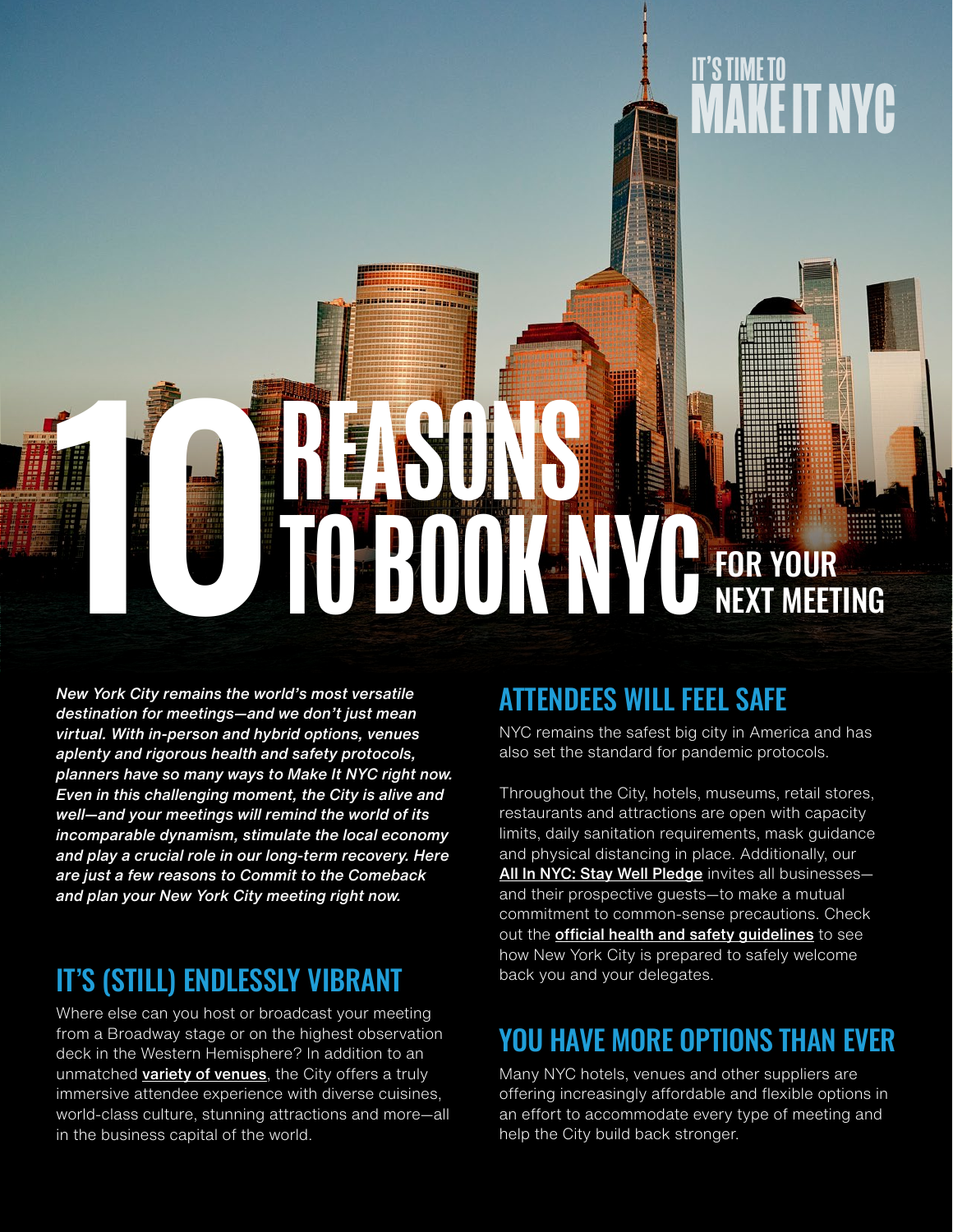IT'S TIME TO MAKE IT NYC

# 10 REASONS TO BOOK NYC FOR YOUR NEXT MEETING

*New York City remains the world's most versatile destination for meetings—and we don't just mean virtual. With in-person and hybrid options, venues aplenty and rigorous health and safety protocols, planners have so many ways to Make It NYC right now. Even in this challenging moment, the City is alive and well—and your meetings will remind the world of its incomparable dynamism, stimulate the local economy and play a crucial role in our long-term recovery. Here are just a few reasons to Commit to the Comeback and plan your New York City meeting right now.*

## IT'S (STILL) ENDLESSLY VIBRANT

Where else can you host or broadcast your meeting from a Broadway stage or on the highest observation deck in the Western Hemisphere? In addition to an unmatched **variety of venues**, the City offers a truly immersive attendee experience with diverse cuisines, world-class culture, stunning attractions and more—all in the business capital of the world.

## ATTENDEES WILL FEEL SAFE

NYC remains the safest big city in America and has also set the standard for pandemic protocols.

Throughout the City, hotels, museums, retail stores, restaurants and attractions are open with capacity limits, daily sanitation requirements, mask guidance and physical distancing in place. Additionally, our **All In NYC: Stay Well Pledge** invites all businesses—and their prospective guests—to make a mutual commitment to common-sense precautions. Check out the **official health and safety guidelines** to see how New York City is prepared to safely welcome back you and your delegates.

## YOU HAVE MORE OPTIONS THAN EVER

Many NYC hotels, venues and other suppliers are offering increasingly affordable and flexible options in an effort to accommodate every type of meeting and help the City build back stronger.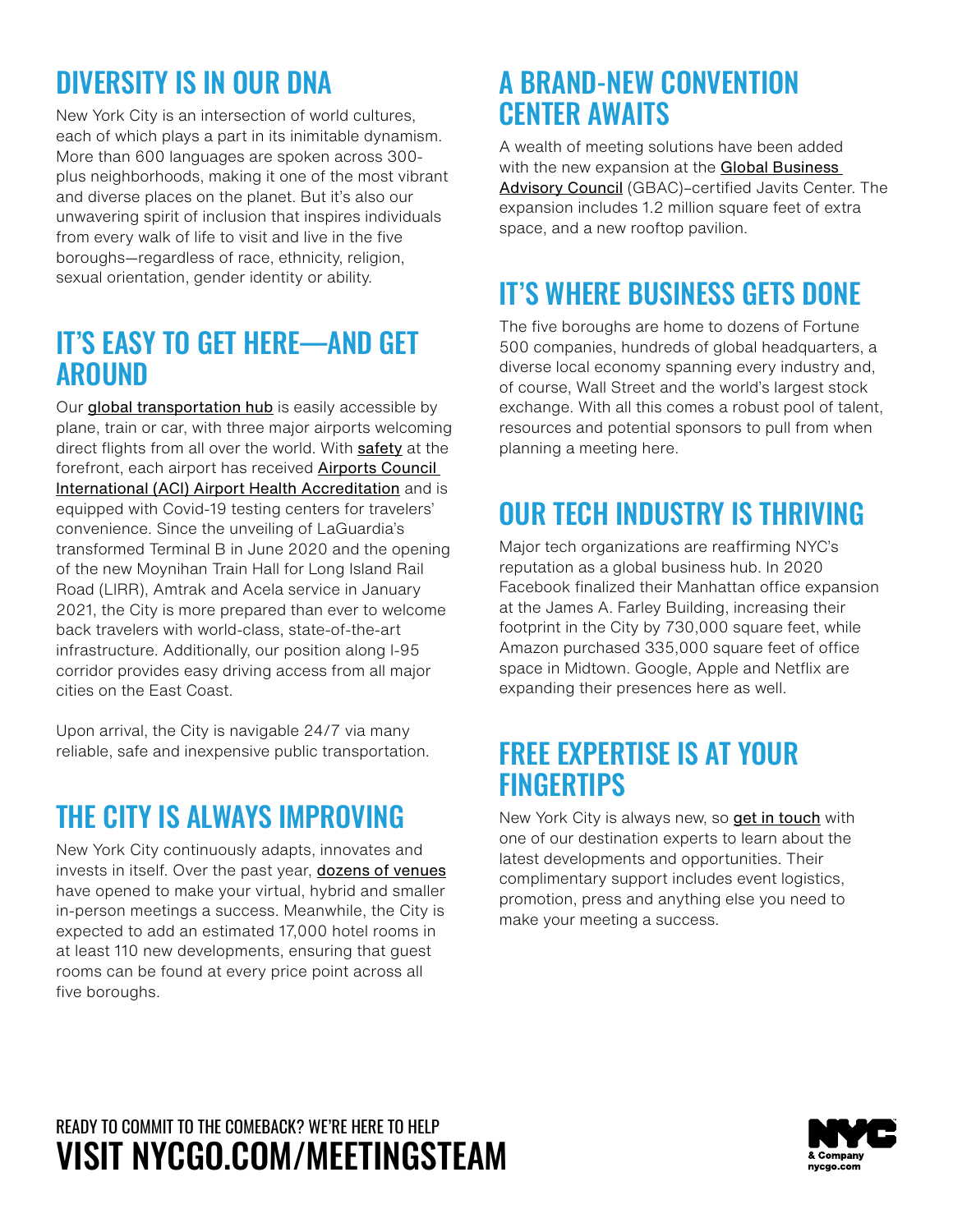## DIVERSITY IS IN OUR DNA

New York City is an intersection of world cultures, each of which plays a part in its inimitable dynamism. More than 600 languages are spoken across 300-plus neighborhoods, making it one of the most vibrant and diverse places on the planet. But it's also our unwavering spirit of inclusion that inspires individuals from every walk of life to visit and live in the five boroughs—regardless of race, ethnicity, religion, sexual orientation, gender identity or ability.

## IT'S EASY TO GET HERE—AND GET AROUND

Our global transportation hub is easily accessible by plane, train or car, with three major airports welcoming direct flights from all over the world. With safety at the forefront, each airport has received Airports Council International (ACI) Airport Health Accreditation and is equipped with Covid-19 testing centers for travelers' convenience. Since the unveiling of LaGuardia's transformed Terminal B in June 2020 and the opening of the new Moynihan Train Hall for Long Island Rail Road (LIRR), Amtrak and Acela service in January 2021, the City is more prepared than ever to welcome back travelers with world-class, state-of-the-art infrastructure. Additionally, our position along I-95 corridor provides easy driving access from all major cities on the East Coast.

Upon arrival, the City is navigable 24/7 via many reliable, safe and inexpensive public transportation.

## THE CITY IS ALWAYS IMPROVING

New York City continuously adapts, innovates and invests in itself. Over the past year, dozens of venues have opened to make your virtual, hybrid and smaller in-person meetings a success. Meanwhile, the City is expected to add an estimated 17,000 hotel rooms in at least 110 new developments, ensuring that guest rooms can be found at every price point across all five boroughs.

## A BRAND-NEW CONVENTION CENTER AWAITS

A wealth of meeting solutions have been added with the new expansion at the Global Business Advisory Council (GBAC)–certified Javits Center. The expansion includes 1.2 million square feet of extra space, and a new rooftop pavilion.

## IT'S WHERE BUSINESS GETS DONE

The five boroughs are home to dozens of Fortune 500 companies, hundreds of global headquarters, a diverse local economy spanning every industry and, of course, Wall Street and the world's largest stock exchange. With all this comes a robust pool of talent, resources and potential sponsors to pull from when planning a meeting here.

## OUR TECH INDUSTRY IS THRIVING

Major tech organizations are reaffirming NYC's reputation as a global business hub. In 2020 Facebook finalized their Manhattan office expansion at the James A. Farley Building, increasing their footprint in the City by 730,000 square feet, while Amazon purchased 335,000 square feet of office space in Midtown. Google, Apple and Netflix are expanding their presences here as well.

## FREE EXPERTISE IS AT YOUR FINGERTIPS

New York City is always new, so get in touch with one of our destination experts to learn about the latest developments and opportunities. Their complimentary support includes event logistics, promotion, press and anything else you need to make your meeting a success.

READY TO COMMIT TO THE COMEBACK? WE'RE HERE TO HELP

# VISIT NYCGO.COM/MEETINGSTEAM

NYC & Company
nycgo.com